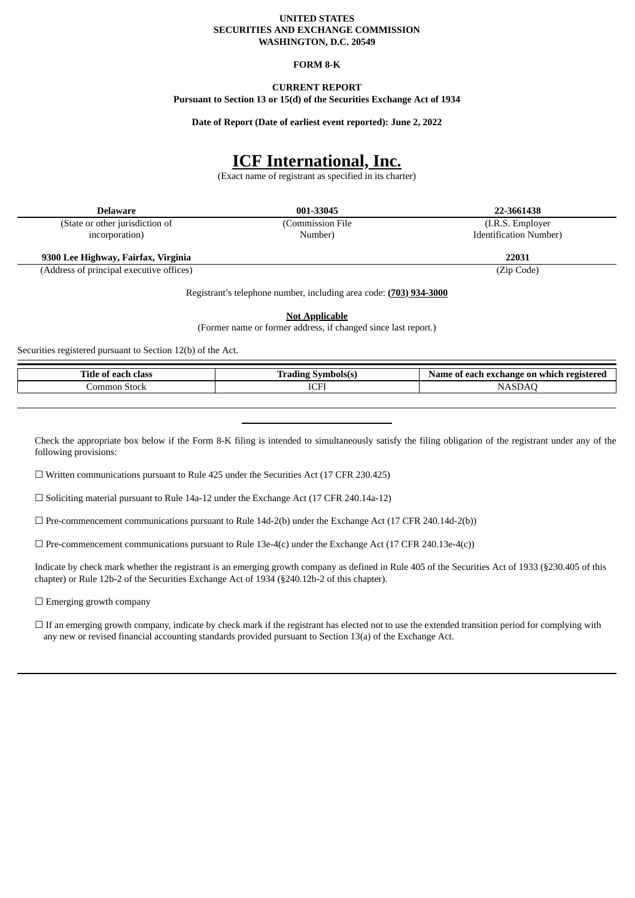**UNITED STATES**
**SECURITIES AND EXCHANGE COMMISSION**
**WASHINGTON, D.C. 20549**

**FORM 8-K**

**CURRENT REPORT**
**Pursuant to Section 13 or 15(d) of the Securities Exchange Act of 1934**

**Date of Report (Date of earliest event reported): June 2, 2022**

# ICF International, Inc.

(Exact name of registrant as specified in its charter)

| **Delaware** | **001-33045** | **22-3661438** |
|---|---|---|
| (State or other jurisdiction of incorporation) | (Commission File Number) | (I.R.S. Employer Identification Number) |

| **9300 Lee Highway, Fairfax, Virginia** | **22031** |
|---|---|
| (Address of principal executive offices) | (Zip Code) |

Registrant's telephone number, including area code: **(703) 934-3000**

**Not Applicable**
(Former name or former address, if changed since last report.)

Securities registered pursuant to Section 12(b) of the Act.

| Title of each class | Trading Symbols(s) | Name of each exchange on which registered |
|---|---|---|
| Common Stock | ICFI | NASDAQ |

Check the appropriate box below if the Form 8-K filing is intended to simultaneously satisfy the filing obligation of the registrant under any of the following provisions:

☐ Written communications pursuant to Rule 425 under the Securities Act (17 CFR 230.425)

☐ Soliciting material pursuant to Rule 14a-12 under the Exchange Act (17 CFR 240.14a-12)

☐ Pre-commencement communications pursuant to Rule 14d-2(b) under the Exchange Act (17 CFR 240.14d-2(b))

☐ Pre-commencement communications pursuant to Rule 13e-4(c) under the Exchange Act (17 CFR 240.13e-4(c))

Indicate by check mark whether the registrant is an emerging growth company as defined in Rule 405 of the Securities Act of 1933 (§230.405 of this chapter) or Rule 12b-2 of the Securities Exchange Act of 1934 (§240.12b-2 of this chapter).

☐ Emerging growth company

☐ If an emerging growth company, indicate by check mark if the registrant has elected not to use the extended transition period for complying with any new or revised financial accounting standards provided pursuant to Section 13(a) of the Exchange Act.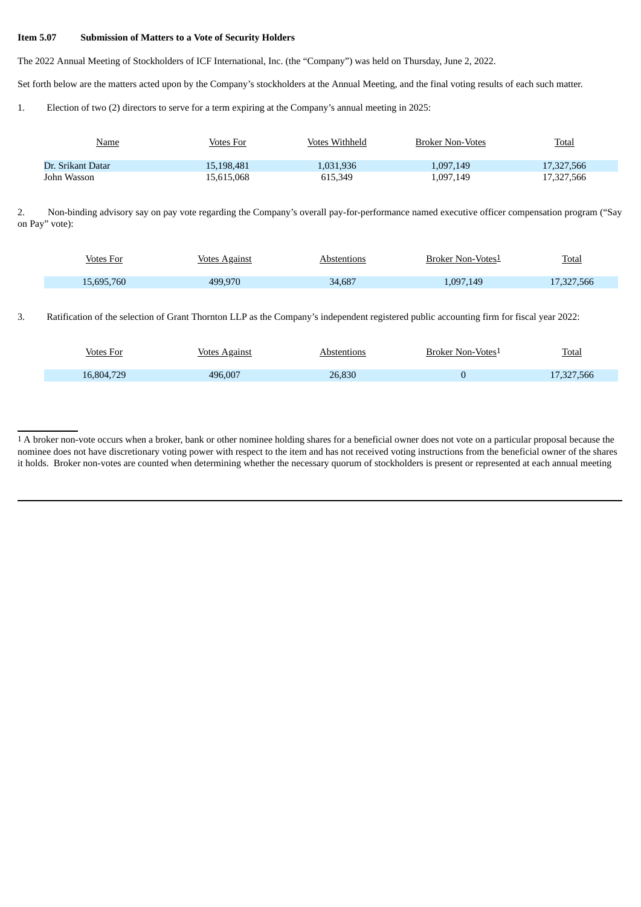**Item 5.07 Submission of Matters to a Vote of Security Holders**

The 2022 Annual Meeting of Stockholders of ICF International, Inc. (the "Company") was held on Thursday, June 2, 2022.

Set forth below are the matters acted upon by the Company's stockholders at the Annual Meeting, and the final voting results of each such matter.

1. Election of two (2) directors to serve for a term expiring at the Company's annual meeting in 2025:

| Name | Votes For | Votes Withheld | Broker Non-Votes | Total |
|---|---|---|---|---|
| Dr. Srikant Datar | 15,198,481 | 1,031,936 | 1,097,149 | 17,327,566 |
| John Wasson | 15,615,068 | 615,349 | 1,097,149 | 17,327,566 |

2. Non-binding advisory say on pay vote regarding the Company's overall pay-for-performance named executive officer compensation program ("Say on Pay" vote):

| Votes For | Votes Against | Abstentions | Broker Non-Votes[1] | Total |
|---|---|---|---|---|
| 15,695,760 | 499,970 | 34,687 | 1,097,149 | 17,327,566 |

3. Ratification of the selection of Grant Thornton LLP as the Company's independent registered public accounting firm for fiscal year 2022:

| Votes For | Votes Against | Abstentions | Broker Non-Votes[1] | Total |
|---|---|---|---|---|
| 16,804,729 | 496,007 | 26,830 | 0 | 17,327,566 |

---

[1] A broker non-vote occurs when a broker, bank or other nominee holding shares for a beneficial owner does not vote on a particular proposal because the nominee does not have discretionary voting power with respect to the item and has not received voting instructions from the beneficial owner of the shares it holds. Broker non-votes are counted when determining whether the necessary quorum of stockholders is present or represented at each annual meeting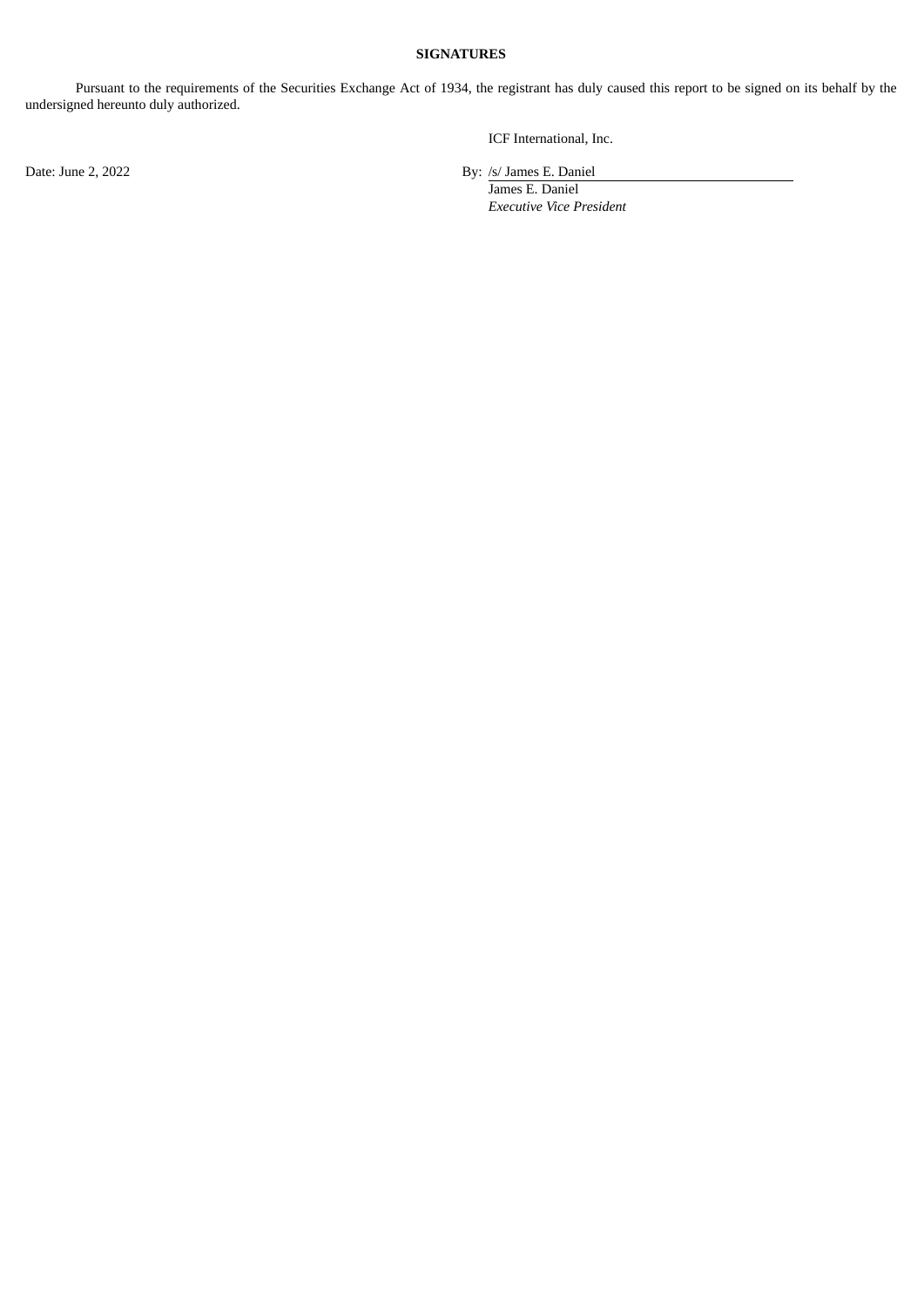**SIGNATURES**

Pursuant to the requirements of the Securities Exchange Act of 1934, the registrant has duly caused this report to be signed on its behalf by the undersigned hereunto duly authorized.

ICF International, Inc.

Date: June 2, 2022

By: /s/ James E. Daniel

James E. Daniel

*Executive Vice President*